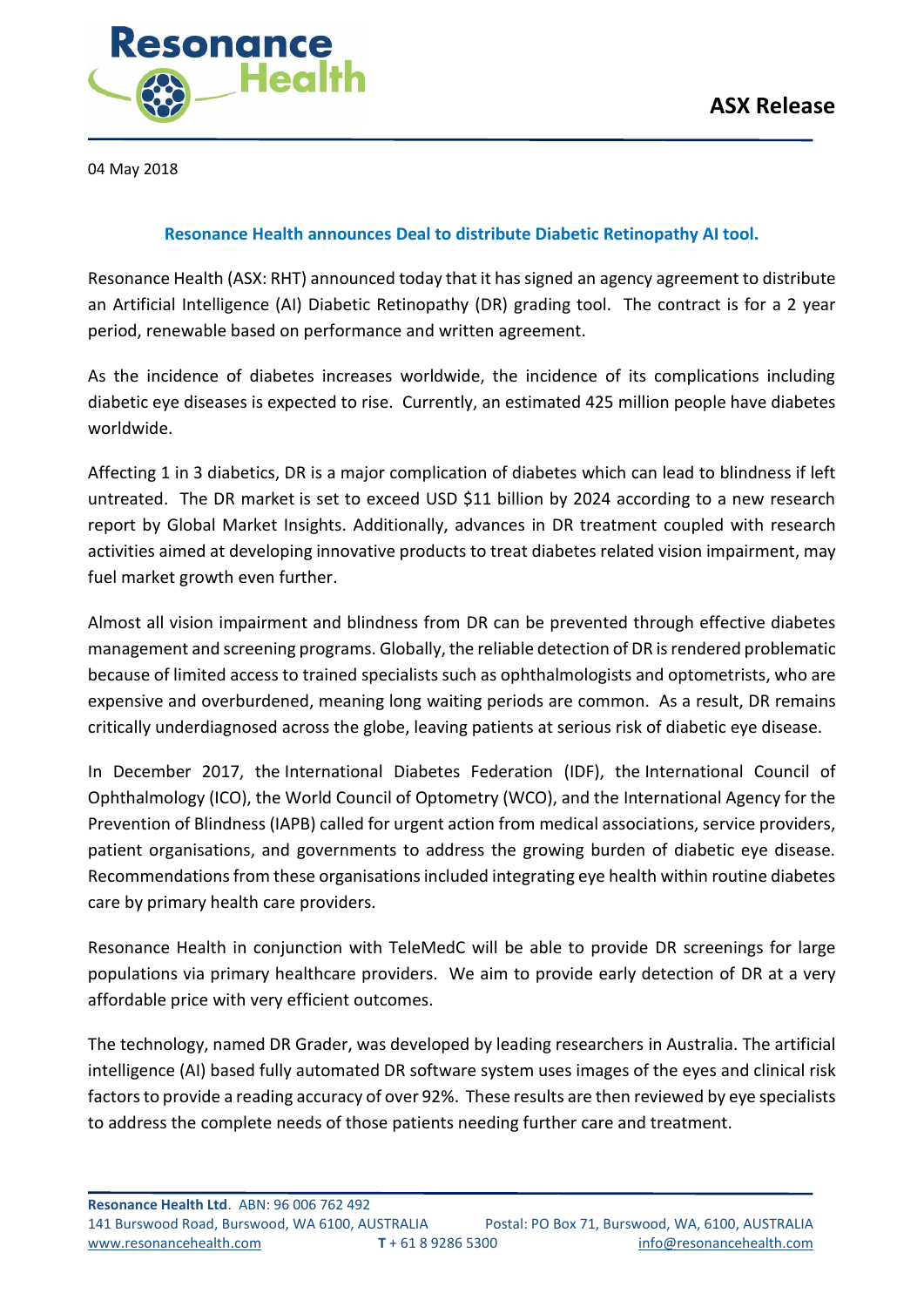**ASX Release**

04 May 2018

## Resonance Health announces Deal to distribute Diabetic Retinopathy AI tool.

Resonance Health (ASX: RHT) announced today that it has signed an agency agreement to distribute an Artificial Intelligence (AI) Diabetic Retinopathy (DR) grading tool. The contract is for a 2 year period, renewable based on performance and written agreement.

As the incidence of diabetes increases worldwide, the incidence of its complications including diabetic eye diseases is expected to rise. Currently, an estimated 425 million people have diabetes worldwide.

Affecting 1 in 3 diabetics, DR is a major complication of diabetes which can lead to blindness if left untreated. The DR market is set to exceed USD $11 billion by 2024 according to a new research report by Global Market Insights. Additionally, advances in DR treatment coupled with research activities aimed at developing innovative products to treat diabetes related vision impairment, may fuel market growth even further.

Almost all vision impairment and blindness from DR can be prevented through effective diabetes management and screening programs. Globally, the reliable detection of DR is rendered problematic because of limited access to trained specialists such as ophthalmologists and optometrists, who are expensive and overburdened, meaning long waiting periods are common. As a result, DR remains critically underdiagnosed across the globe, leaving patients at serious risk of diabetic eye disease.

In December 2017, the International Diabetes Federation (IDF), the International Council of Ophthalmology (ICO), the World Council of Optometry (WCO), and the International Agency for the Prevention of Blindness (IAPB) called for urgent action from medical associations, service providers, patient organisations, and governments to address the growing burden of diabetic eye disease. Recommendations from these organisations included integrating eye health within routine diabetes care by primary health care providers.

Resonance Health in conjunction with TeleMedC will be able to provide DR screenings for large populations via primary healthcare providers. We aim to provide early detection of DR at a very affordable price with very efficient outcomes.

The technology, named DR Grader, was developed by leading researchers in Australia. The artificial intelligence (AI) based fully automated DR software system uses images of the eyes and clinical risk factors to provide a reading accuracy of over 92%. These results are then reviewed by eye specialists to address the complete needs of those patients needing further care and treatment.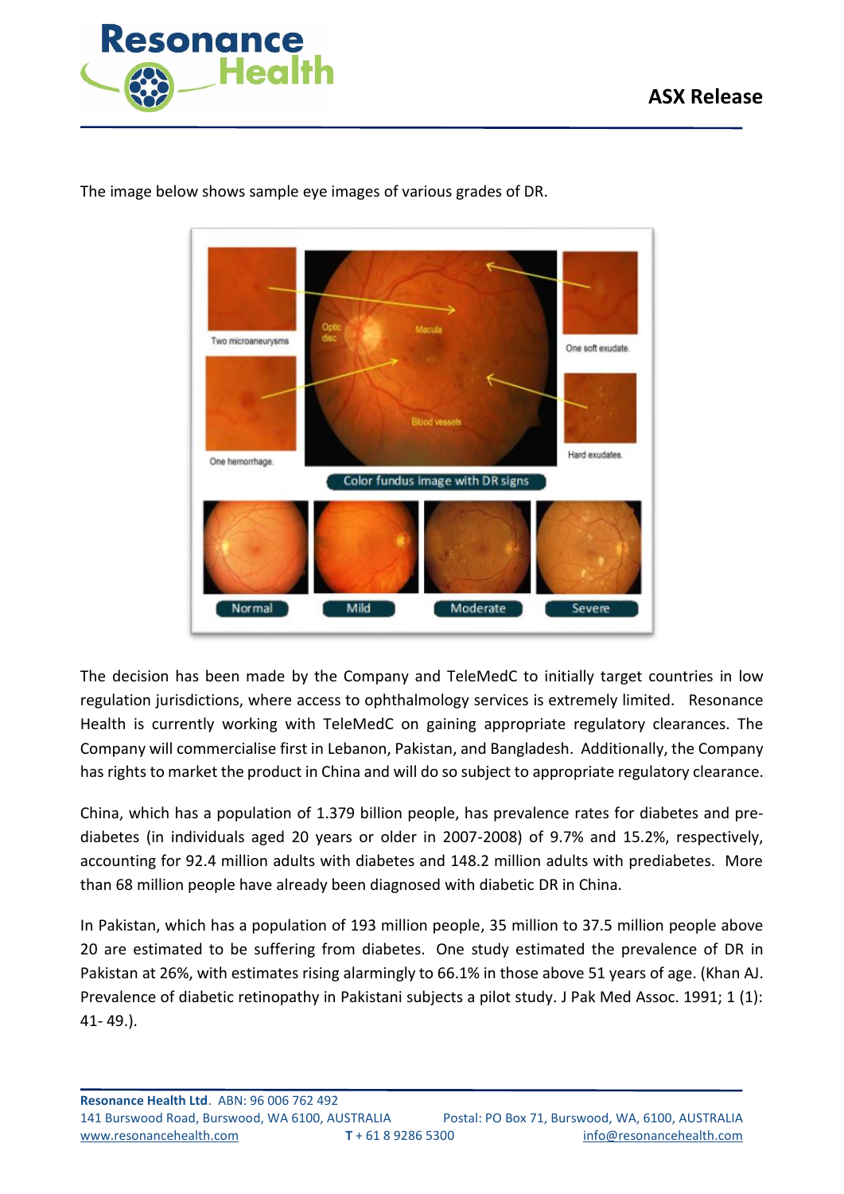The image below shows sample eye images of various grades of DR.

The decision has been made by the Company and TeleMedC to initially target countries in low regulation jurisdictions, where access to ophthalmology services is extremely limited. Resonance Health is currently working with TeleMedC on gaining appropriate regulatory clearances. The Company will commercialise first in Lebanon, Pakistan, and Bangladesh. Additionally, the Company has rights to market the product in China and will do so subject to appropriate regulatory clearance.

China, which has a population of 1.379 billion people, has prevalence rates for diabetes and pre-diabetes (in individuals aged 20 years or older in 2007-2008) of 9.7% and 15.2%, respectively, accounting for 92.4 million adults with diabetes and 148.2 million adults with prediabetes. More than 68 million people have already been diagnosed with diabetic DR in China.

In Pakistan, which has a population of 193 million people, 35 million to 37.5 million people above 20 are estimated to be suffering from diabetes. One study estimated the prevalence of DR in Pakistan at 26%, with estimates rising alarmingly to 66.1% in those above 51 years of age. (Khan AJ. Prevalence of diabetic retinopathy in Pakistani subjects a pilot study. J Pak Med Assoc. 1991; 1 (1): 41- 49.).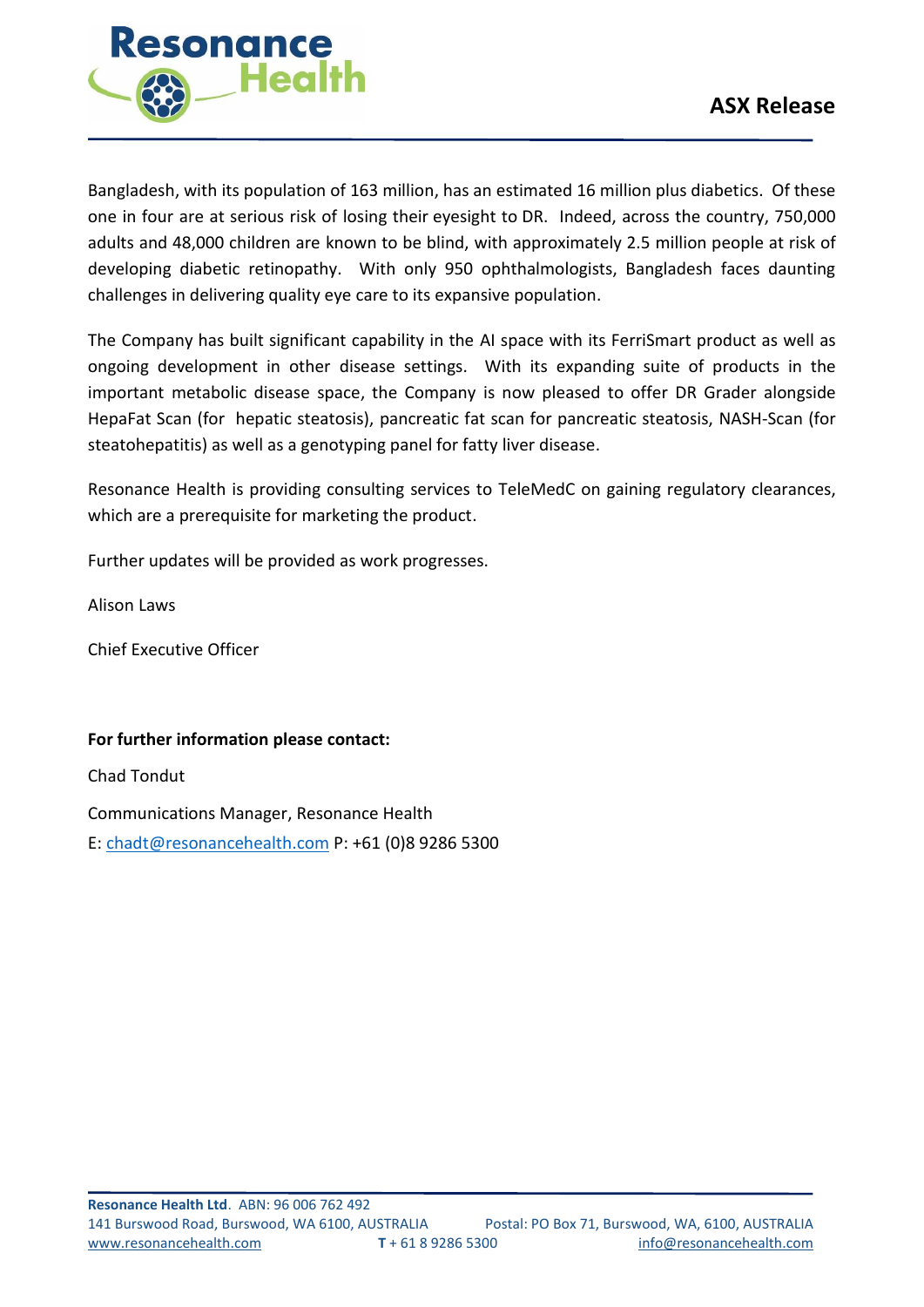Bangladesh, with its population of 163 million, has an estimated 16 million plus diabetics. Of these one in four are at serious risk of losing their eyesight to DR. Indeed, across the country, 750,000 adults and 48,000 children are known to be blind, with approximately 2.5 million people at risk of developing diabetic retinopathy. With only 950 ophthalmologists, Bangladesh faces daunting challenges in delivering quality eye care to its expansive population.

The Company has built significant capability in the AI space with its FerriSmart product as well as ongoing development in other disease settings. With its expanding suite of products in the important metabolic disease space, the Company is now pleased to offer DR Grader alongside HepaFat Scan (for hepatic steatosis), pancreatic fat scan for pancreatic steatosis, NASH-Scan (for steatohepatitis) as well as a genotyping panel for fatty liver disease.

Resonance Health is providing consulting services to TeleMedC on gaining regulatory clearances, which are a prerequisite for marketing the product.

Further updates will be provided as work progresses.

Alison Laws

Chief Executive Officer

**For further information please contact:**

Chad Tondut

Communications Manager, Resonance Health
E: chadt@resonancehealth.com P: +61 (0)8 9286 5300